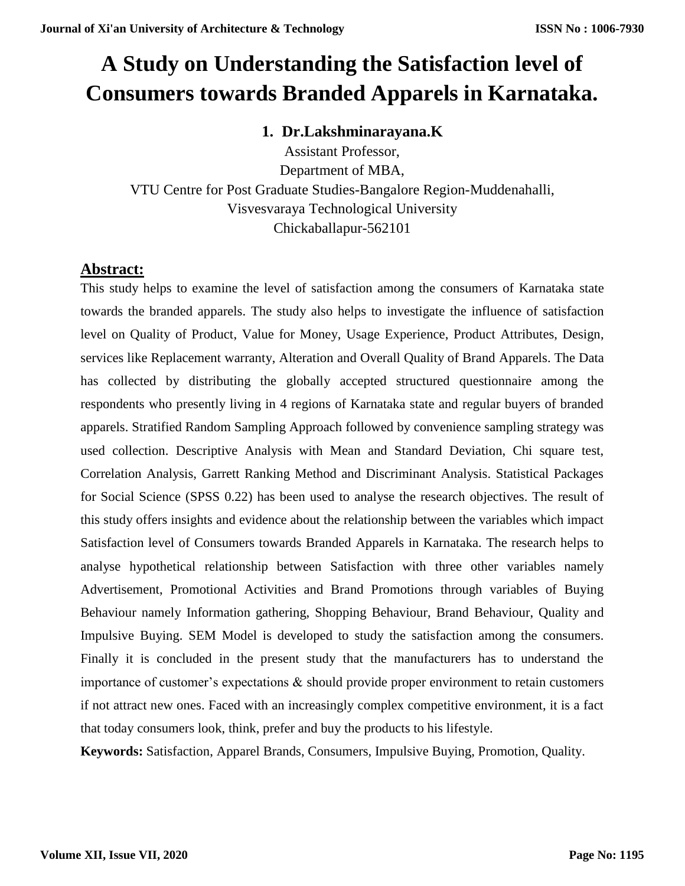# A Study on Understanding the Satisfaction level of Consumers towards Branded Apparels in Karnataka.

**1. Dr.Lakshminarayana.K**

Assistant Professor,
Department of MBA,
VTU Centre for Post Graduate Studies-Bangalore Region-Muddenahalli,
Visvesvaraya Technological University
Chickaballapur-562101

## Abstract:

This study helps to examine the level of satisfaction among the consumers of Karnataka state towards the branded apparels. The study also helps to investigate the influence of satisfaction level on Quality of Product, Value for Money, Usage Experience, Product Attributes, Design, services like Replacement warranty, Alteration and Overall Quality of Brand Apparels. The Data has collected by distributing the globally accepted structured questionnaire among the respondents who presently living in 4 regions of Karnataka state and regular buyers of branded apparels. Stratified Random Sampling Approach followed by convenience sampling strategy was used collection. Descriptive Analysis with Mean and Standard Deviation, Chi square test, Correlation Analysis, Garrett Ranking Method and Discriminant Analysis. Statistical Packages for Social Science (SPSS 0.22) has been used to analyse the research objectives. The result of this study offers insights and evidence about the relationship between the variables which impact Satisfaction level of Consumers towards Branded Apparels in Karnataka. The research helps to analyse hypothetical relationship between Satisfaction with three other variables namely Advertisement, Promotional Activities and Brand Promotions through variables of Buying Behaviour namely Information gathering, Shopping Behaviour, Brand Behaviour, Quality and Impulsive Buying. SEM Model is developed to study the satisfaction among the consumers. Finally it is concluded in the present study that the manufacturers has to understand the importance of customer's expectations & should provide proper environment to retain customers if not attract new ones. Faced with an increasingly complex competitive environment, it is a fact that today consumers look, think, prefer and buy the products to his lifestyle.

**Keywords:** Satisfaction, Apparel Brands, Consumers, Impulsive Buying, Promotion, Quality.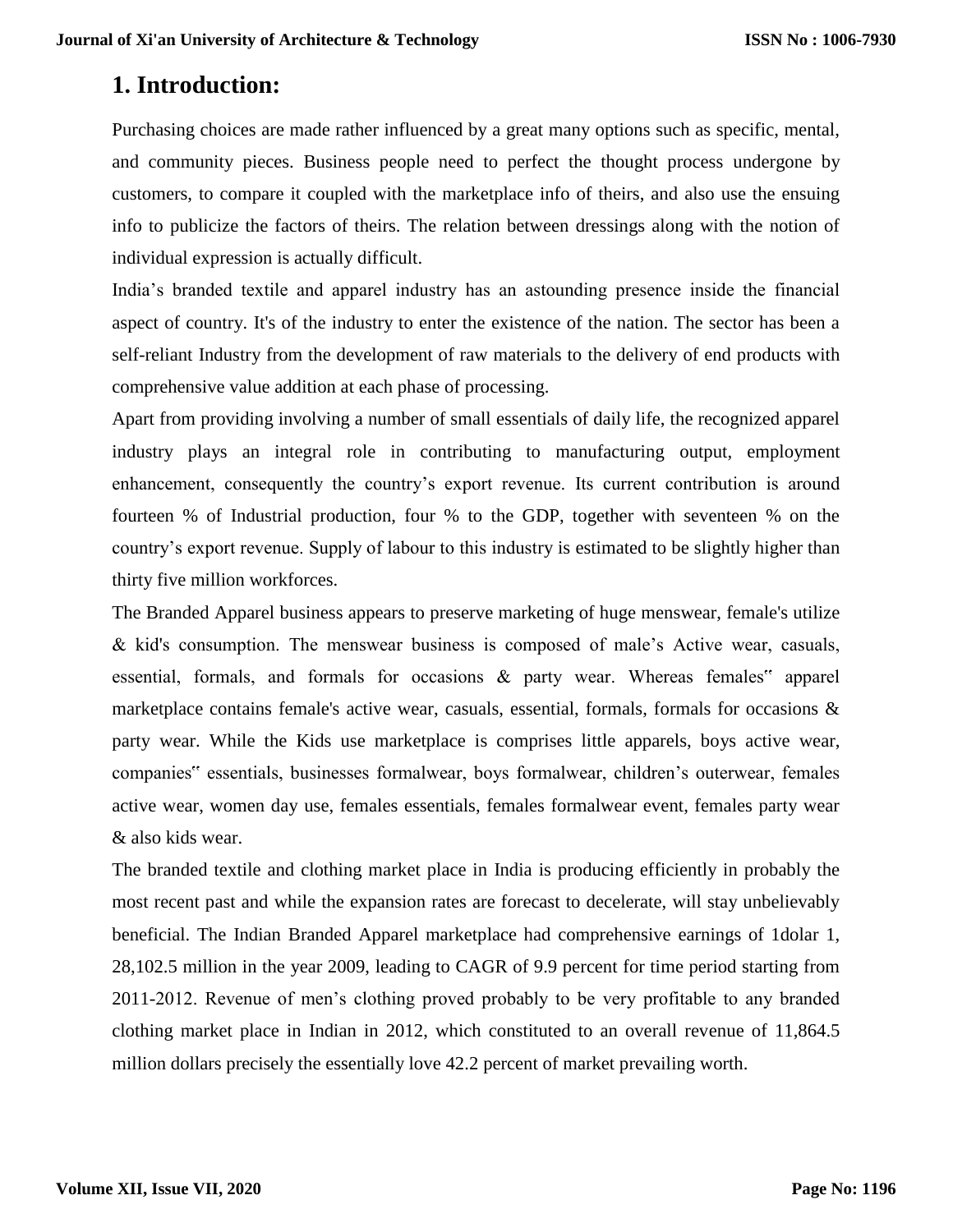# 1. Introduction:

Purchasing choices are made rather influenced by a great many options such as specific, mental, and community pieces. Business people need to perfect the thought process undergone by customers, to compare it coupled with the marketplace info of theirs, and also use the ensuing info to publicize the factors of theirs. The relation between dressings along with the notion of individual expression is actually difficult.

India's branded textile and apparel industry has an astounding presence inside the financial aspect of country. It's of the industry to enter the existence of the nation. The sector has been a self-reliant Industry from the development of raw materials to the delivery of end products with comprehensive value addition at each phase of processing.

Apart from providing involving a number of small essentials of daily life, the recognized apparel industry plays an integral role in contributing to manufacturing output, employment enhancement, consequently the country's export revenue. Its current contribution is around fourteen % of Industrial production, four % to the GDP, together with seventeen % on the country's export revenue. Supply of labour to this industry is estimated to be slightly higher than thirty five million workforces.

The Branded Apparel business appears to preserve marketing of huge menswear, female's utilize & kid's consumption. The menswear business is composed of male's Active wear, casuals, essential, formals, and formals for occasions & party wear. Whereas females‟ apparel marketplace contains female's active wear, casuals, essential, formals, formals for occasions & party wear. While the Kids use marketplace is comprises little apparels, boys active wear, companies‟ essentials, businesses formalwear, boys formalwear, children's outerwear, females active wear, women day use, females essentials, females formalwear event, females party wear & also kids wear.

The branded textile and clothing market place in India is producing efficiently in probably the most recent past and while the expansion rates are forecast to decelerate, will stay unbelievably beneficial. The Indian Branded Apparel marketplace had comprehensive earnings of 1dolar 1, 28,102.5 million in the year 2009, leading to CAGR of 9.9 percent for time period starting from 2011-2012. Revenue of men's clothing proved probably to be very profitable to any branded clothing market place in Indian in 2012, which constituted to an overall revenue of 11,864.5 million dollars precisely the essentially love 42.2 percent of market prevailing worth.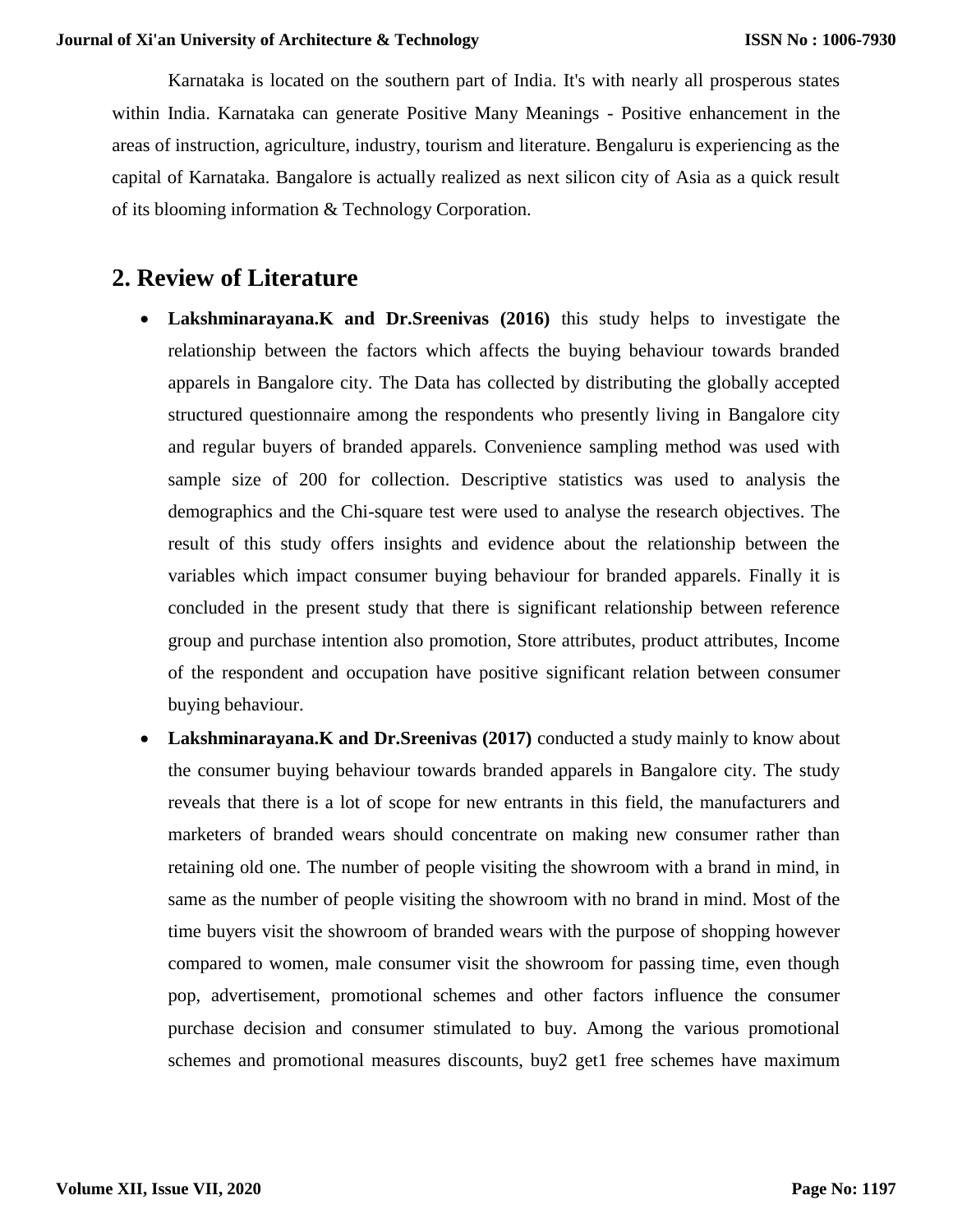Karnataka is located on the southern part of India. It's with nearly all prosperous states within India. Karnataka can generate Positive Many Meanings - Positive enhancement in the areas of instruction, agriculture, industry, tourism and literature. Bengaluru is experiencing as the capital of Karnataka. Bangalore is actually realized as next silicon city of Asia as a quick result of its blooming information & Technology Corporation.

## 2. Review of Literature

- **Lakshminarayana.K and Dr.Sreenivas (2016)** this study helps to investigate the relationship between the factors which affects the buying behaviour towards branded apparels in Bangalore city. The Data has collected by distributing the globally accepted structured questionnaire among the respondents who presently living in Bangalore city and regular buyers of branded apparels. Convenience sampling method was used with sample size of 200 for collection. Descriptive statistics was used to analysis the demographics and the Chi-square test were used to analyse the research objectives. The result of this study offers insights and evidence about the relationship between the variables which impact consumer buying behaviour for branded apparels. Finally it is concluded in the present study that there is significant relationship between reference group and purchase intention also promotion, Store attributes, product attributes, Income of the respondent and occupation have positive significant relation between consumer buying behaviour.
- **Lakshminarayana.K and Dr.Sreenivas (2017)** conducted a study mainly to know about the consumer buying behaviour towards branded apparels in Bangalore city. The study reveals that there is a lot of scope for new entrants in this field, the manufacturers and marketers of branded wears should concentrate on making new consumer rather than retaining old one. The number of people visiting the showroom with a brand in mind, in same as the number of people visiting the showroom with no brand in mind. Most of the time buyers visit the showroom of branded wears with the purpose of shopping however compared to women, male consumer visit the showroom for passing time, even though pop, advertisement, promotional schemes and other factors influence the consumer purchase decision and consumer stimulated to buy. Among the various promotional schemes and promotional measures discounts, buy2 get1 free schemes have maximum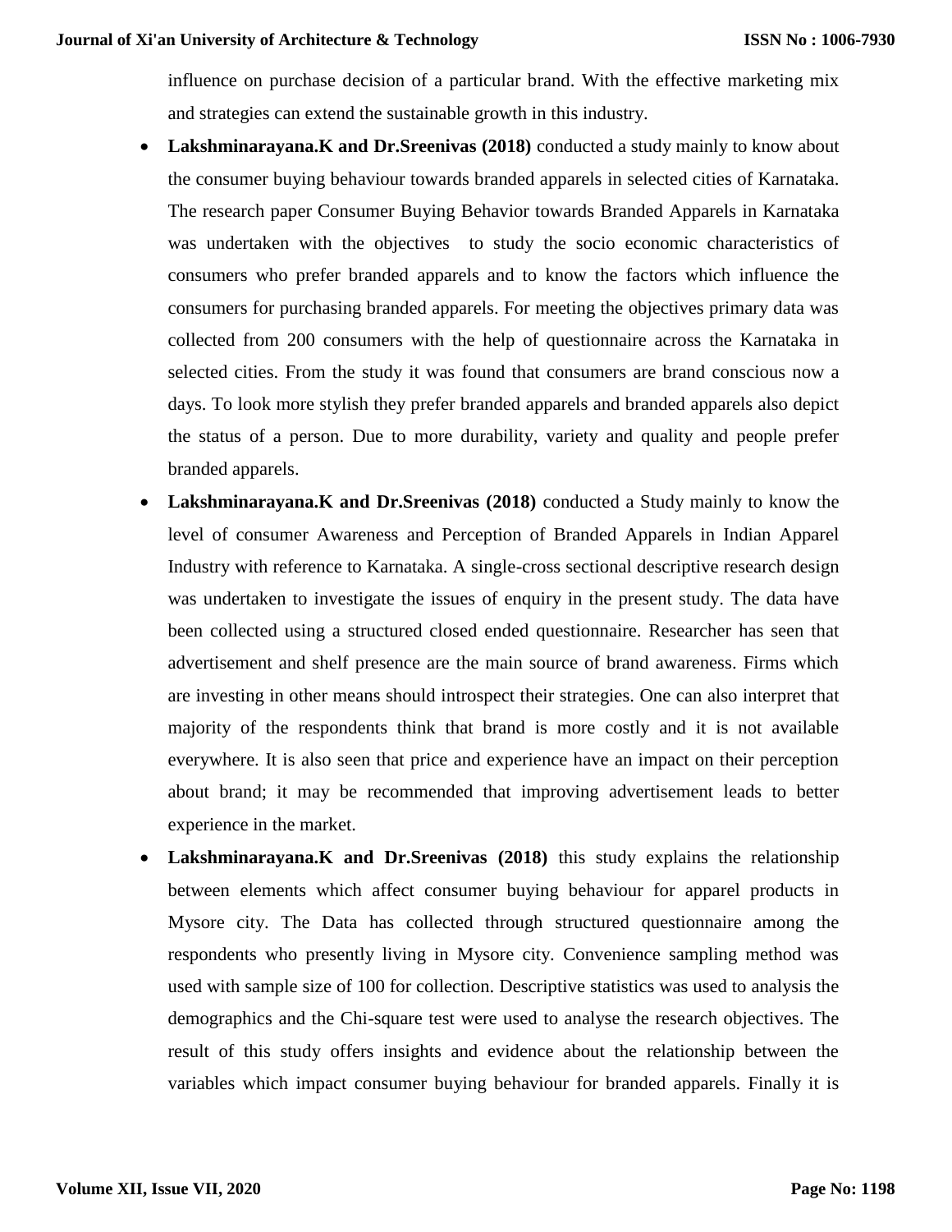influence on purchase decision of a particular brand. With the effective marketing mix and strategies can extend the sustainable growth in this industry.

- **Lakshminarayana.K and Dr.Sreenivas (2018)** conducted a study mainly to know about the consumer buying behaviour towards branded apparels in selected cities of Karnataka. The research paper Consumer Buying Behavior towards Branded Apparels in Karnataka was undertaken with the objectives to study the socio economic characteristics of consumers who prefer branded apparels and to know the factors which influence the consumers for purchasing branded apparels. For meeting the objectives primary data was collected from 200 consumers with the help of questionnaire across the Karnataka in selected cities. From the study it was found that consumers are brand conscious now a days. To look more stylish they prefer branded apparels and branded apparels also depict the status of a person. Due to more durability, variety and quality and people prefer branded apparels.
- **Lakshminarayana.K and Dr.Sreenivas (2018)** conducted a Study mainly to know the level of consumer Awareness and Perception of Branded Apparels in Indian Apparel Industry with reference to Karnataka. A single-cross sectional descriptive research design was undertaken to investigate the issues of enquiry in the present study. The data have been collected using a structured closed ended questionnaire. Researcher has seen that advertisement and shelf presence are the main source of brand awareness. Firms which are investing in other means should introspect their strategies. One can also interpret that majority of the respondents think that brand is more costly and it is not available everywhere. It is also seen that price and experience have an impact on their perception about brand; it may be recommended that improving advertisement leads to better experience in the market.
- **Lakshminarayana.K and Dr.Sreenivas (2018)** this study explains the relationship between elements which affect consumer buying behaviour for apparel products in Mysore city. The Data has collected through structured questionnaire among the respondents who presently living in Mysore city. Convenience sampling method was used with sample size of 100 for collection. Descriptive statistics was used to analysis the demographics and the Chi-square test were used to analyse the research objectives. The result of this study offers insights and evidence about the relationship between the variables which impact consumer buying behaviour for branded apparels. Finally it is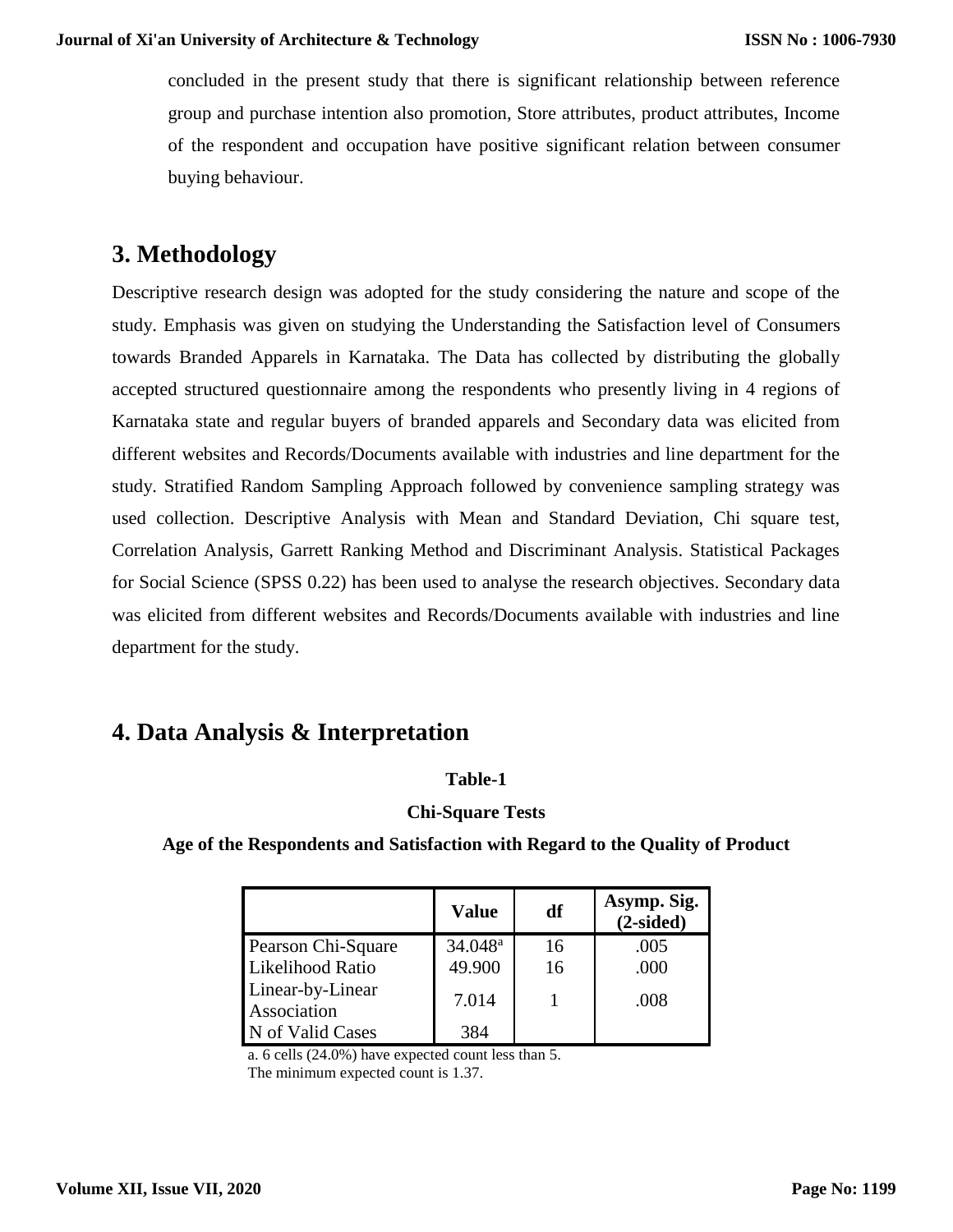concluded in the present study that there is significant relationship between reference group and purchase intention also promotion, Store attributes, product attributes, Income of the respondent and occupation have positive significant relation between consumer buying behaviour.

## 3. Methodology

Descriptive research design was adopted for the study considering the nature and scope of the study. Emphasis was given on studying the Understanding the Satisfaction level of Consumers towards Branded Apparels in Karnataka. The Data has collected by distributing the globally accepted structured questionnaire among the respondents who presently living in 4 regions of Karnataka state and regular buyers of branded apparels and Secondary data was elicited from different websites and Records/Documents available with industries and line department for the study. Stratified Random Sampling Approach followed by convenience sampling strategy was used collection. Descriptive Analysis with Mean and Standard Deviation, Chi square test, Correlation Analysis, Garrett Ranking Method and Discriminant Analysis. Statistical Packages for Social Science (SPSS 0.22) has been used to analyse the research objectives. Secondary data was elicited from different websites and Records/Documents available with industries and line department for the study.

## 4. Data Analysis & Interpretation

**Table-1**

**Chi-Square Tests**

**Age of the Respondents and Satisfaction with Regard to the Quality of Product**

| | Value | df | Asymp. Sig. (2-sided) |
|---|---|---|---|
| Pearson Chi-Square | 34.048[a] | 16 | .005 |
| Likelihood Ratio | 49.900 | 16 | .000 |
| Linear-by-Linear Association | 7.014 | 1 | .008 |
| N of Valid Cases | 384 | | |

a. 6 cells (24.0%) have expected count less than 5. The minimum expected count is 1.37.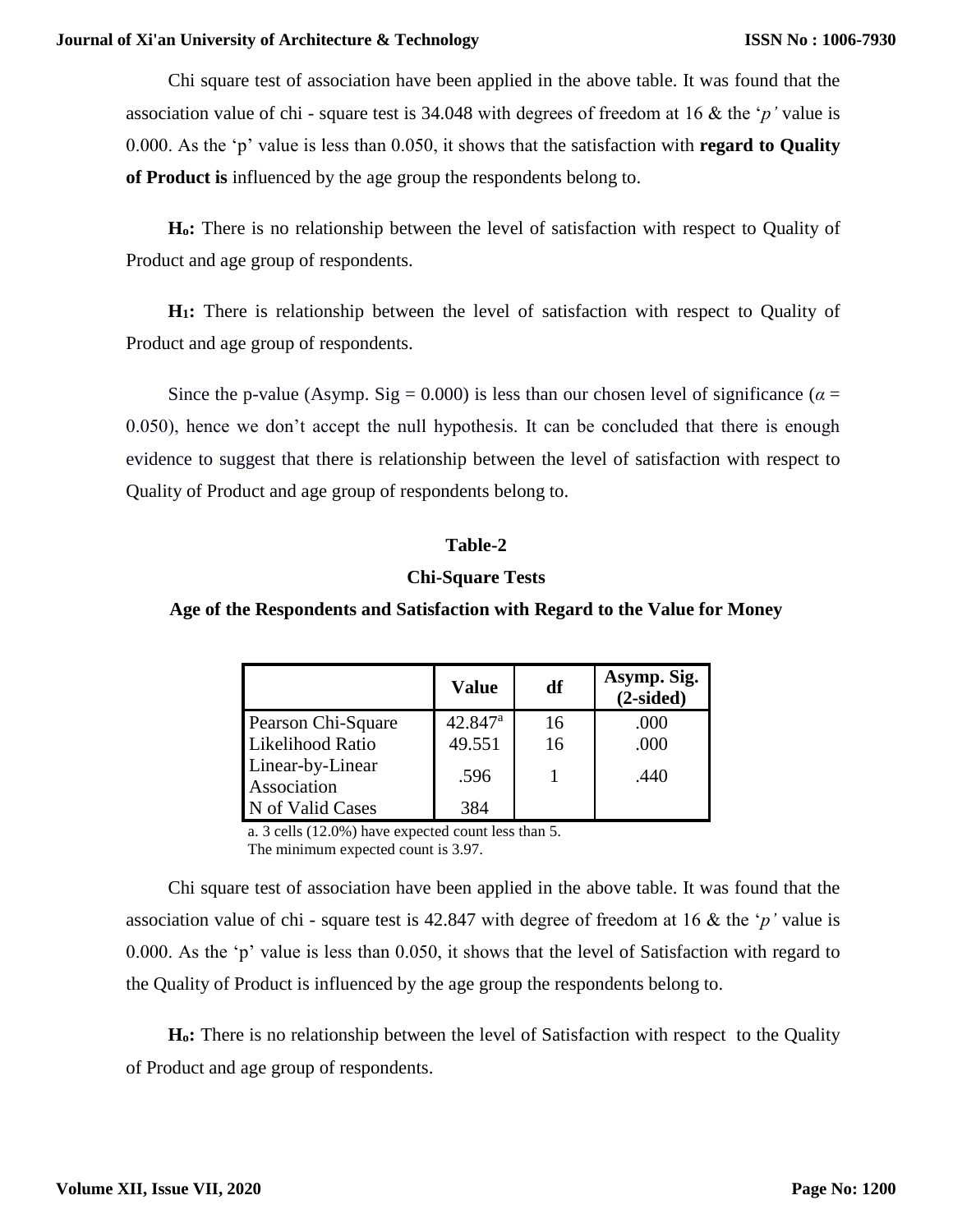Chi square test of association have been applied in the above table. It was found that the association value of chi - square test is 34.048 with degrees of freedom at 16 & the '*p'* value is 0.000. As the 'p' value is less than 0.050, it shows that the satisfaction with **regard to Quality of Product is** influenced by the age group the respondents belong to.

**$H_o$:** There is no relationship between the level of satisfaction with respect to Quality of Product and age group of respondents.

**$H_1$:** There is relationship between the level of satisfaction with respect to Quality of Product and age group of respondents.

Since the p-value (Asymp. Sig = 0.000) is less than our chosen level of significance ($\alpha$ = 0.050), hence we don't accept the null hypothesis. It can be concluded that there is enough evidence to suggest that there is relationship between the level of satisfaction with respect to Quality of Product and age group of respondents belong to.

**Table-2**

**Chi-Square Tests**

**Age of the Respondents and Satisfaction with Regard to the Value for Money**

| | Value | df | Asymp. Sig. (2-sided) |
|---|---|---|---|
| Pearson Chi-Square | 42.847[a] | 16 | .000 |
| Likelihood Ratio | 49.551 | 16 | .000 |
| Linear-by-Linear Association | .596 | 1 | .440 |
| N of Valid Cases | 384 | | |

a. 3 cells (12.0%) have expected count less than 5.
The minimum expected count is 3.97.

Chi square test of association have been applied in the above table. It was found that the association value of chi - square test is 42.847 with degree of freedom at 16 & the '*p'* value is 0.000. As the 'p' value is less than 0.050, it shows that the level of Satisfaction with regard to the Quality of Product is influenced by the age group the respondents belong to.

**$H_o$:** There is no relationship between the level of Satisfaction with respect to the Quality of Product and age group of respondents.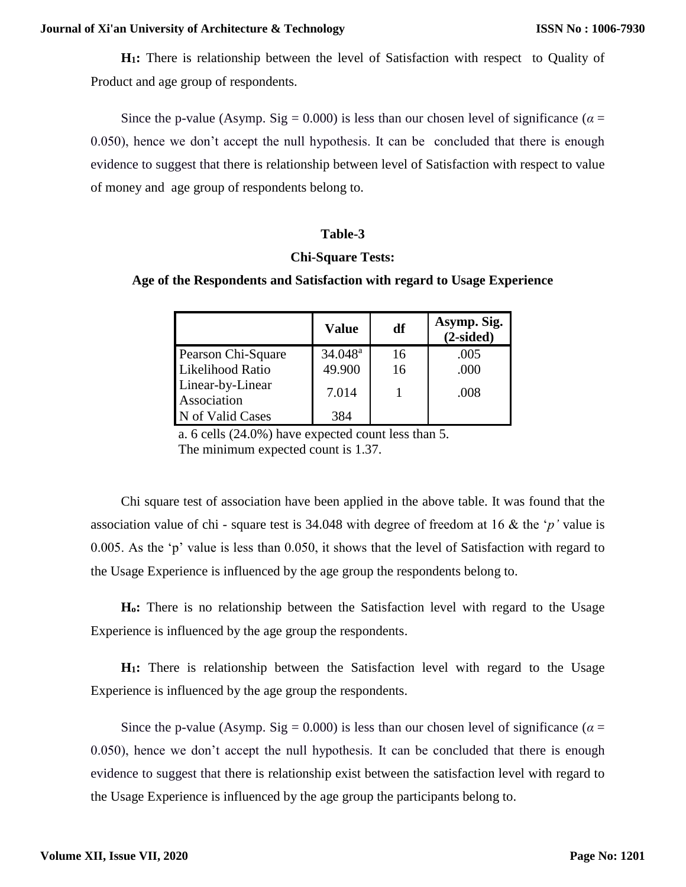**$H_1$:** There is relationship between the level of Satisfaction with respect to Quality of Product and age group of respondents.

Since the p-value (Asymp. Sig = 0.000) is less than our chosen level of significance ($\alpha$ = 0.050), hence we don't accept the null hypothesis. It can be concluded that there is enough evidence to suggest that there is relationship between level of Satisfaction with respect to value of money and age group of respondents belong to.

**Table-3**

**Chi-Square Tests:**

**Age of the Respondents and Satisfaction with regard to Usage Experience**

| | Value | df | Asymp. Sig. (2-sided) |
|---|---|---|---|
| Pearson Chi-Square | 34.048[a] | 16 | .005 |
| Likelihood Ratio | 49.900 | 16 | .000 |
| Linear-by-Linear Association | 7.014 | 1 | .008 |
| N of Valid Cases | 384 | | |

a. 6 cells (24.0%) have expected count less than 5.
The minimum expected count is 1.37.

Chi square test of association have been applied in the above table. It was found that the association value of chi - square test is 34.048 with degree of freedom at 16 & the '*p'* value is 0.005. As the 'p' value is less than 0.050, it shows that the level of Satisfaction with regard to the Usage Experience is influenced by the age group the respondents belong to.

**$H_o$:** There is no relationship between the Satisfaction level with regard to the Usage Experience is influenced by the age group the respondents.

**$H_1$:** There is relationship between the Satisfaction level with regard to the Usage Experience is influenced by the age group the respondents.

Since the p-value (Asymp. Sig = 0.000) is less than our chosen level of significance ($\alpha$ = 0.050), hence we don't accept the null hypothesis. It can be concluded that there is enough evidence to suggest that there is relationship exist between the satisfaction level with regard to the Usage Experience is influenced by the age group the participants belong to.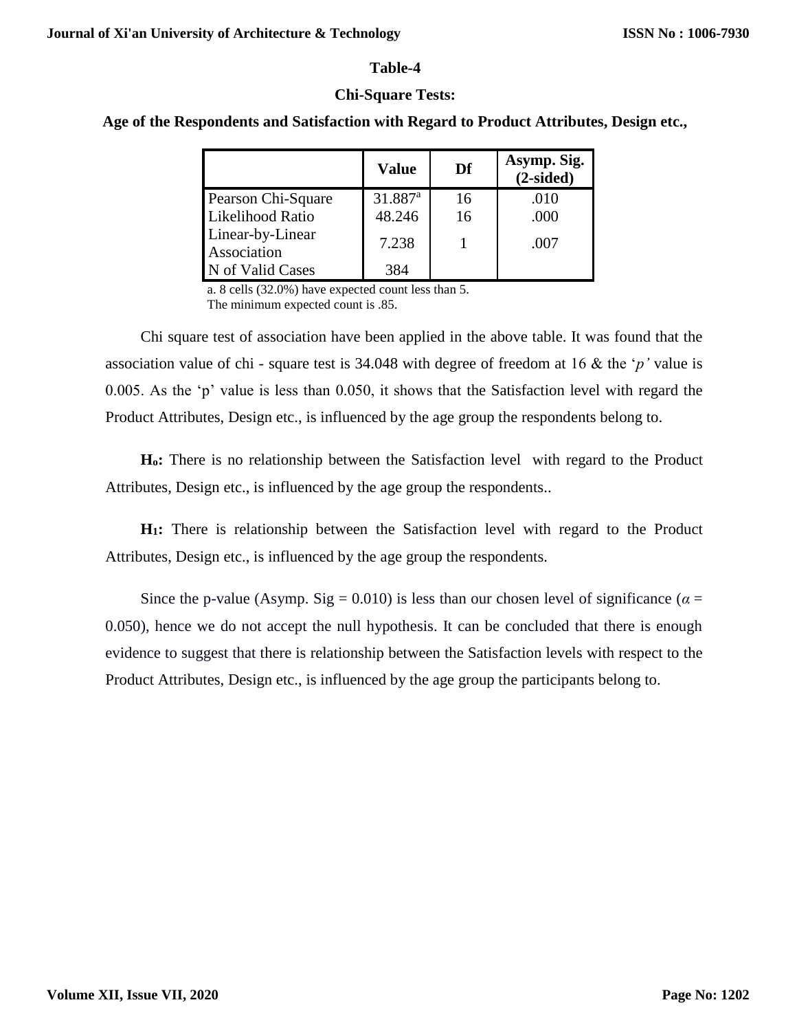**Table-4**

**Chi-Square Tests:**

**Age of the Respondents and Satisfaction with Regard to Product Attributes, Design etc.,**

| | Value | Df | Asymp. Sig. (2-sided) |
|---|---|---|---|
| Pearson Chi-Square | 31.887[a] | 16 | .010 |
| Likelihood Ratio | 48.246 | 16 | .000 |
| Linear-by-Linear Association | 7.238 | 1 | .007 |
| N of Valid Cases | 384 | | |

a. 8 cells (32.0%) have expected count less than 5.
The minimum expected count is .85.

Chi square test of association have been applied in the above table. It was found that the association value of chi - square test is 34.048 with degree of freedom at 16 & the '*p'* value is 0.005. As the 'p' value is less than 0.050, it shows that the Satisfaction level with regard the Product Attributes, Design etc., is influenced by the age group the respondents belong to.

**H₀:** There is no relationship between the Satisfaction level with regard to the Product Attributes, Design etc., is influenced by the age group the respondents..

**H₁:** There is relationship between the Satisfaction level with regard to the Product Attributes, Design etc., is influenced by the age group the respondents.

Since the p-value (Asymp. Sig = 0.010) is less than our chosen level of significance ($\alpha$ = 0.050), hence we do not accept the null hypothesis. It can be concluded that there is enough evidence to suggest that there is relationship between the Satisfaction levels with respect to the Product Attributes, Design etc., is influenced by the age group the participants belong to.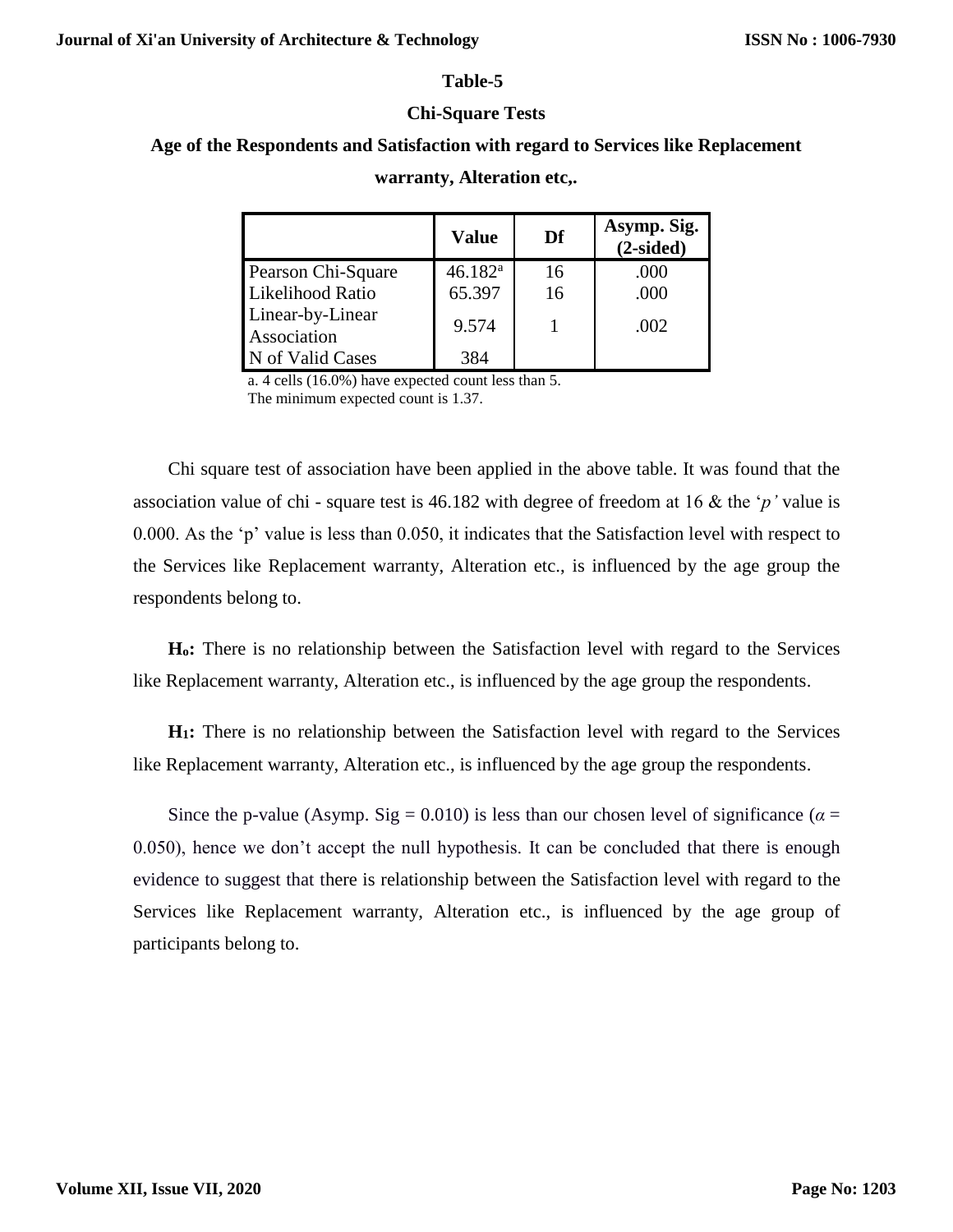**Table-5**

**Chi-Square Tests**

**Age of the Respondents and Satisfaction with regard to Services like Replacement warranty, Alteration etc,.**

| | Value | Df | Asymp. Sig. (2-sided) |
|---|---|---|---|
| Pearson Chi-Square | 46.182[a] | 16 | .000 |
| Likelihood Ratio | 65.397 | 16 | .000 |
| Linear-by-Linear Association | 9.574 | 1 | .002 |
| N of Valid Cases | 384 | | |

a. 4 cells (16.0%) have expected count less than 5.
The minimum expected count is 1.37.

Chi square test of association have been applied in the above table. It was found that the association value of chi - square test is 46.182 with degree of freedom at 16 & the '*p'* value is 0.000. As the 'p' value is less than 0.050, it indicates that the Satisfaction level with respect to the Services like Replacement warranty, Alteration etc., is influenced by the age group the respondents belong to.

**$H_o$:** There is no relationship between the Satisfaction level with regard to the Services like Replacement warranty, Alteration etc., is influenced by the age group the respondents.

**$H_1$:** There is no relationship between the Satisfaction level with regard to the Services like Replacement warranty, Alteration etc., is influenced by the age group the respondents.

Since the p-value (Asymp. Sig = 0.010) is less than our chosen level of significance ($\alpha$ = 0.050), hence we don't accept the null hypothesis. It can be concluded that there is enough evidence to suggest that there is relationship between the Satisfaction level with regard to the Services like Replacement warranty, Alteration etc., is influenced by the age group of participants belong to.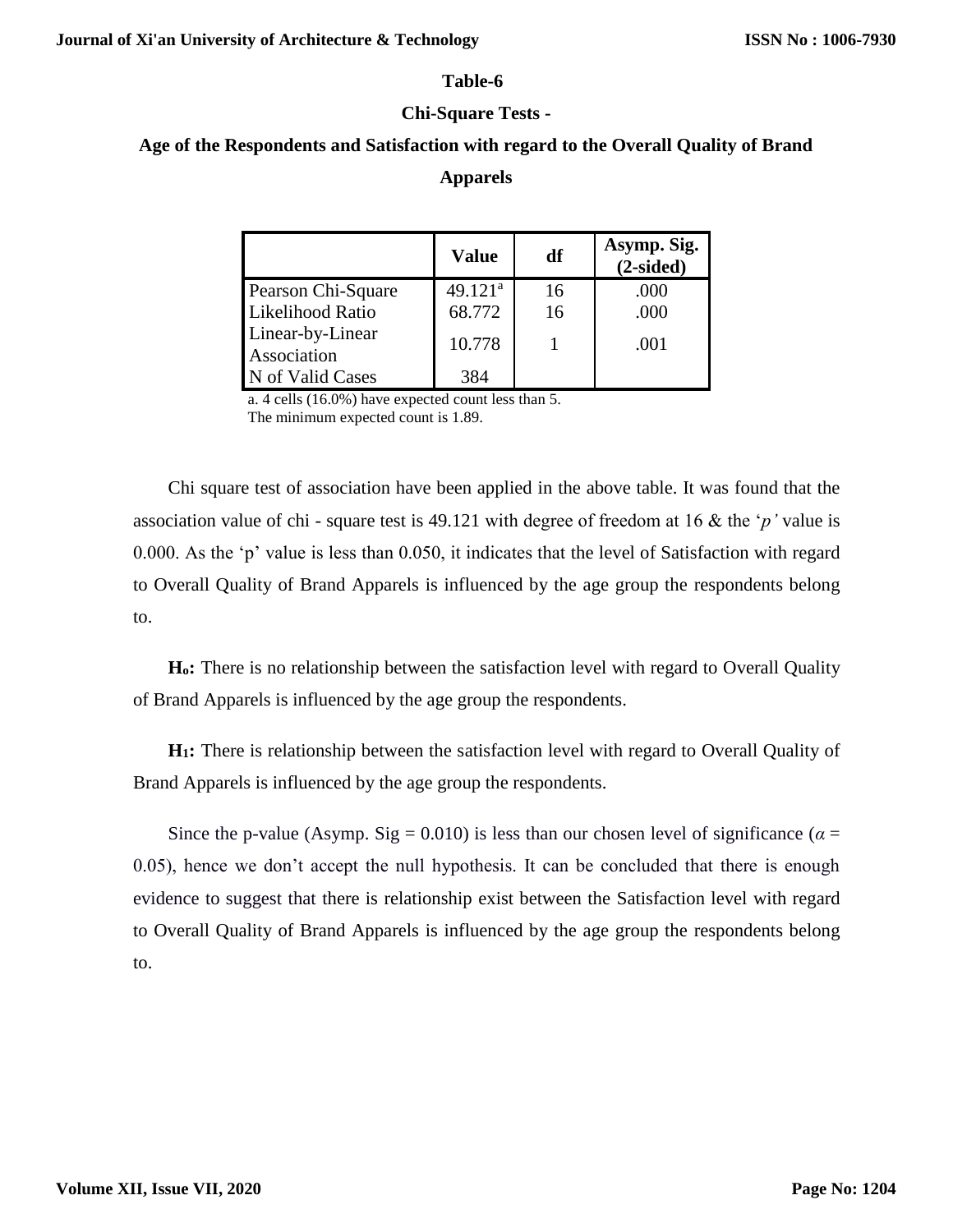**Table-6**

**Chi-Square Tests -**

**Age of the Respondents and Satisfaction with regard to the Overall Quality of Brand Apparels**

| | Value | df | Asymp. Sig. (2-sided) |
|---|---|---|---|
| Pearson Chi-Square | 49.121[a] | 16 | .000 |
| Likelihood Ratio | 68.772 | 16 | .000 |
| Linear-by-Linear Association | 10.778 | 1 | .001 |
| N of Valid Cases | 384 | | |

a. 4 cells (16.0%) have expected count less than 5.
The minimum expected count is 1.89.

Chi square test of association have been applied in the above table. It was found that the association value of chi - square test is 49.121 with degree of freedom at 16 & the '*p'* value is 0.000. As the 'p' value is less than 0.050, it indicates that the level of Satisfaction with regard to Overall Quality of Brand Apparels is influenced by the age group the respondents belong to.

**$H_o$:** There is no relationship between the satisfaction level with regard to Overall Quality of Brand Apparels is influenced by the age group the respondents.

**$H_1$:** There is relationship between the satisfaction level with regard to Overall Quality of Brand Apparels is influenced by the age group the respondents.

Since the p-value (Asymp. Sig = 0.010) is less than our chosen level of significance ($\alpha$ = 0.05), hence we don't accept the null hypothesis. It can be concluded that there is enough evidence to suggest that there is relationship exist between the Satisfaction level with regard to Overall Quality of Brand Apparels is influenced by the age group the respondents belong to.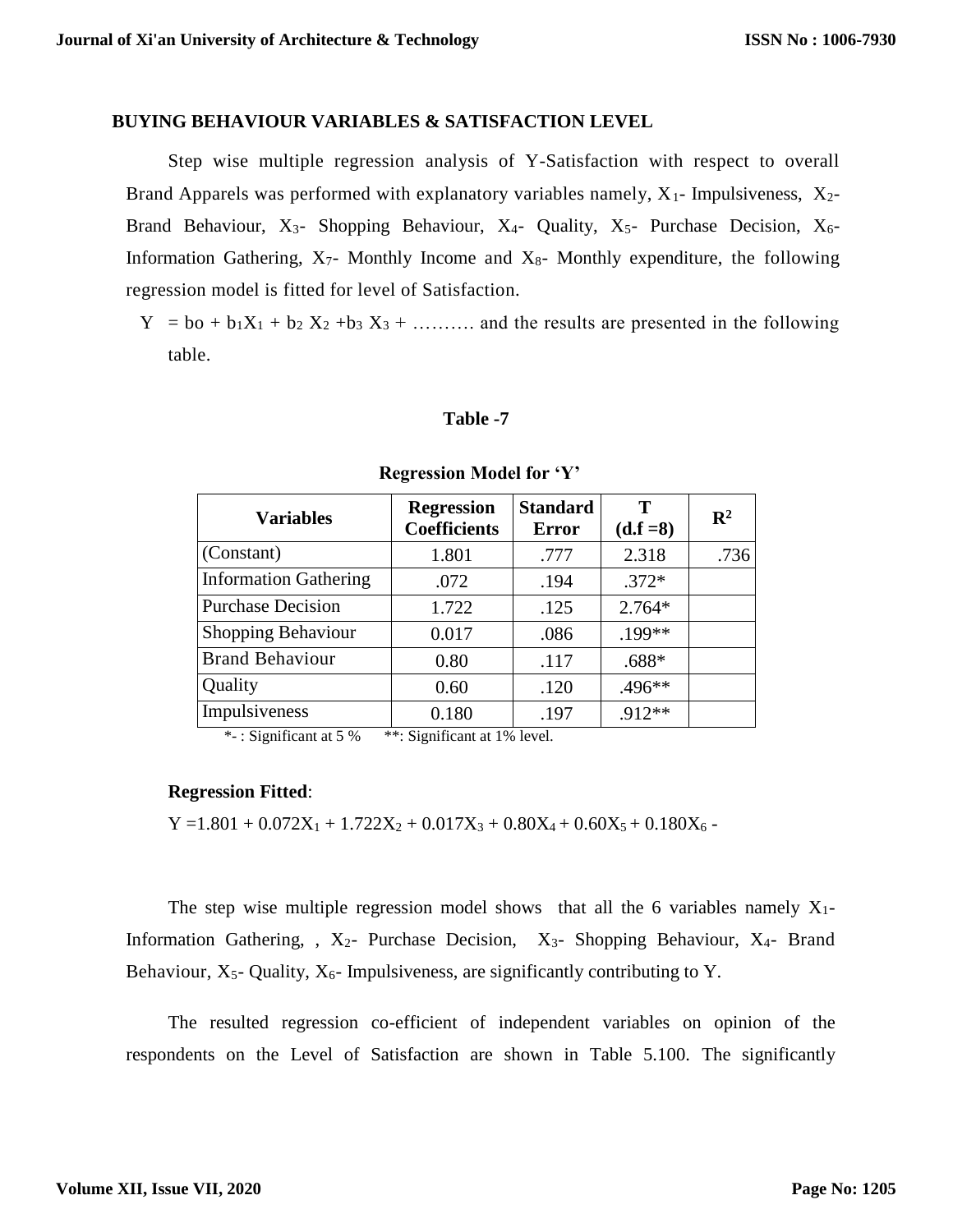## BUYING BEHAVIOUR VARIABLES & SATISFACTION LEVEL

Step wise multiple regression analysis of Y-Satisfaction with respect to overall Brand Apparels was performed with explanatory variables namely, $X_1$- Impulsiveness, $X_2$- Brand Behaviour, $X_3$- Shopping Behaviour, $X_4$- Quality, $X_5$- Purchase Decision, $X_6$- Information Gathering, $X_7$- Monthly Income and $X_8$- Monthly expenditure, the following regression model is fitted for level of Satisfaction.

$Y = bo + b_1X_1 + b_2 X_2 + b_3 X_3 + \ldots\ldots\ldots$ and the results are presented in the following table.

**Table -7**

**Regression Model for 'Y'**

| Variables | Regression Coefficients | Standard Error | T (d.f =8) | $R^2$ |
|---|---|---|---|---|
| (Constant) | 1.801 | .777 | 2.318 | .736 |
| Information Gathering | .072 | .194 | .372* | |
| Purchase Decision | 1.722 | .125 | 2.764* | |
| Shopping Behaviour | 0.017 | .086 | .199** | |
| Brand Behaviour | 0.80 | .117 | .688* | |
| Quality | 0.60 | .120 | .496** | |
| Impulsiveness | 0.180 | .197 | .912** | |

*- : Significant at 5 %  **: Significant at 1% level.

**Regression Fitted**:

$Y = 1.801 + 0.072X_1 + 1.722X_2 + 0.017X_3 + 0.80X_4 + 0.60X_5 + 0.180X_6$ -

The step wise multiple regression model shows that all the 6 variables namely $X_1$- Information Gathering, , $X_2$- Purchase Decision, $X_3$- Shopping Behaviour, $X_4$- Brand Behaviour, $X_5$- Quality, $X_6$- Impulsiveness, are significantly contributing to Y.

The resulted regression co-efficient of independent variables on opinion of the respondents on the Level of Satisfaction are shown in Table 5.100. The significantly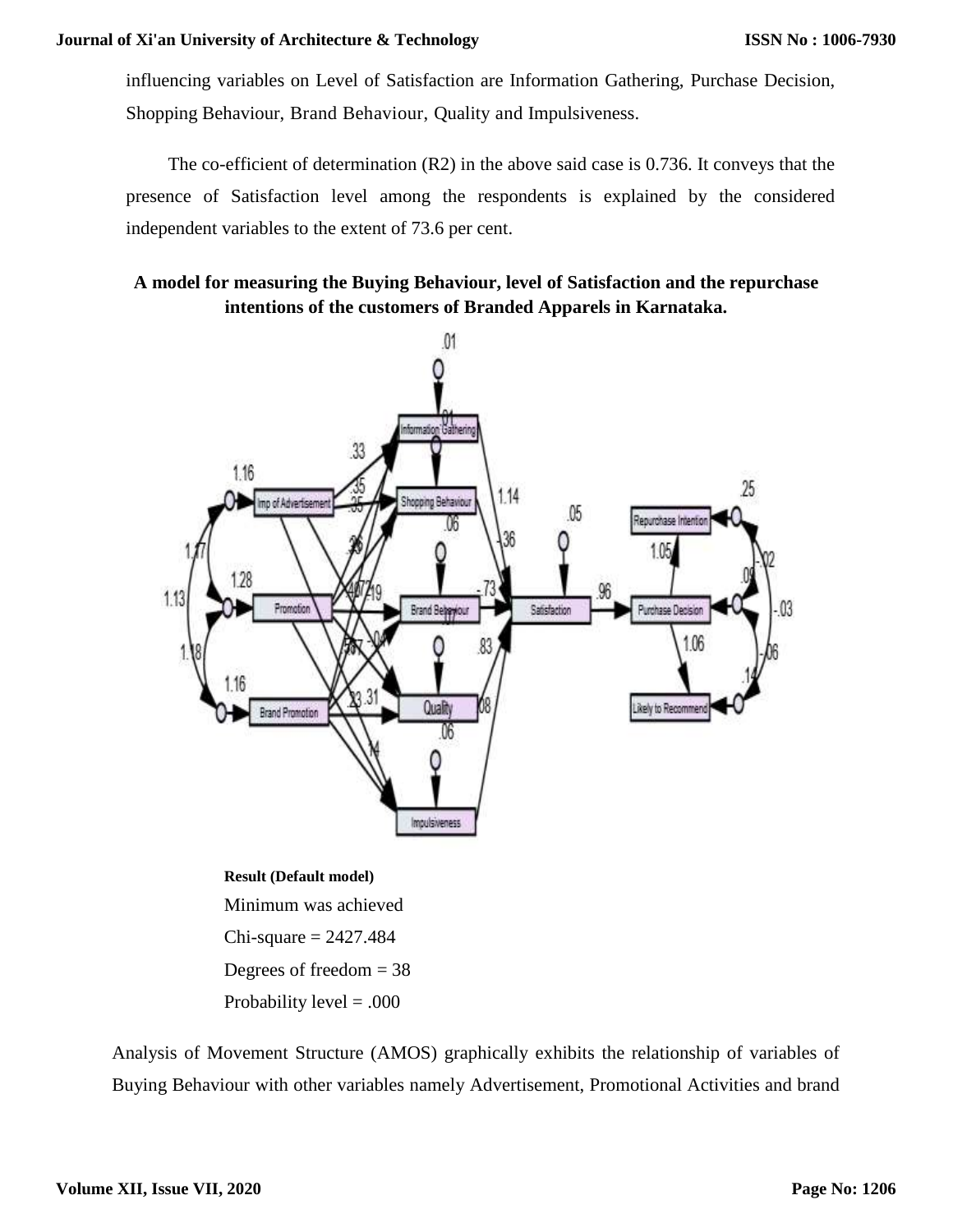influencing variables on Level of Satisfaction are Information Gathering, Purchase Decision, Shopping Behaviour, Brand Behaviour, Quality and Impulsiveness.

The co-efficient of determination (R2) in the above said case is 0.736. It conveys that the presence of Satisfaction level among the respondents is explained by the considered independent variables to the extent of 73.6 per cent.

**A model for measuring the Buying Behaviour, level of Satisfaction and the repurchase intentions of the customers of Branded Apparels in Karnataka.**

**Result (Default model)**

Minimum was achieved

Chi-square = 2427.484

Degrees of freedom = 38

Probability level = .000

Analysis of Movement Structure (AMOS) graphically exhibits the relationship of variables of Buying Behaviour with other variables namely Advertisement, Promotional Activities and brand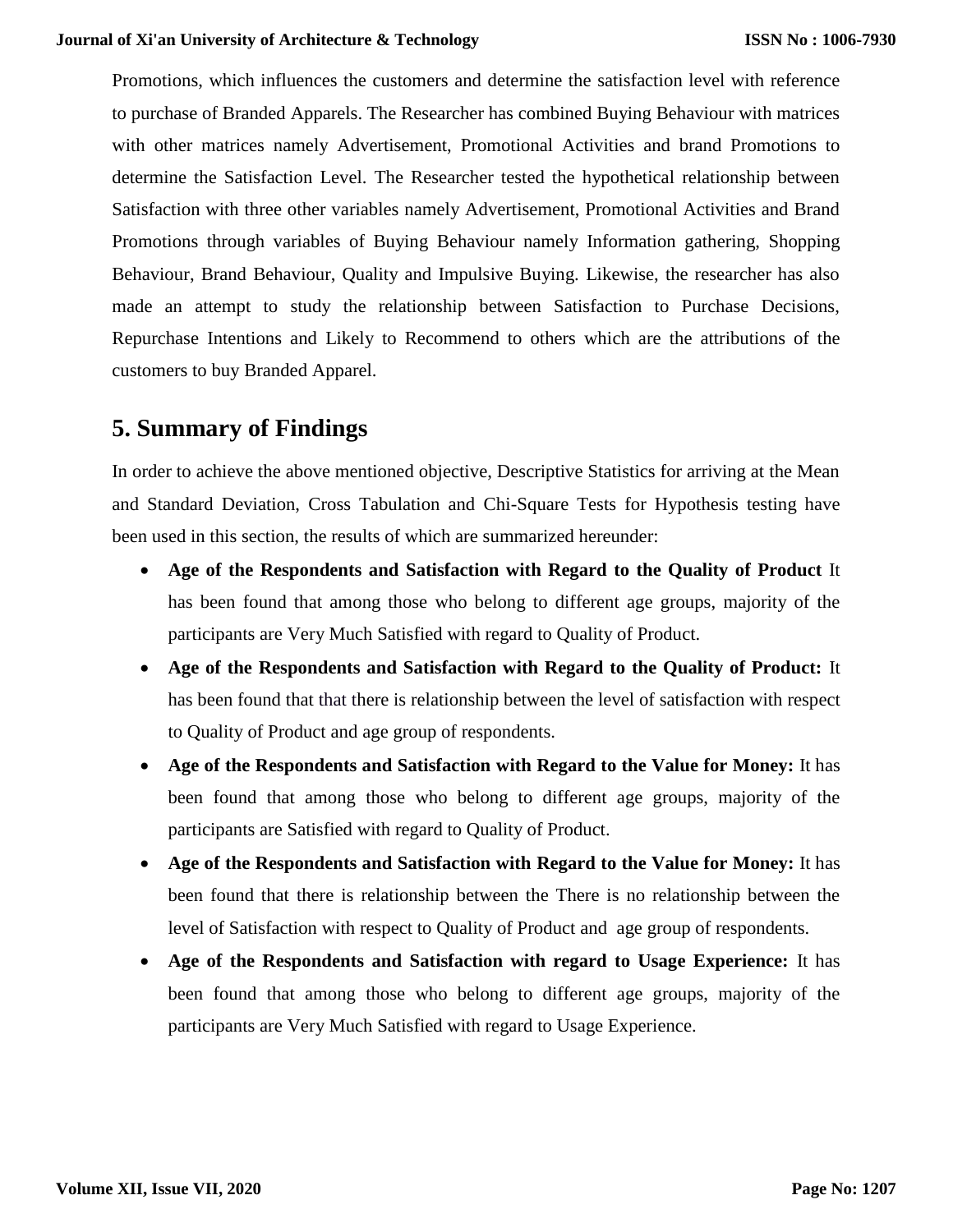Promotions, which influences the customers and determine the satisfaction level with reference to purchase of Branded Apparels. The Researcher has combined Buying Behaviour with matrices with other matrices namely Advertisement, Promotional Activities and brand Promotions to determine the Satisfaction Level. The Researcher tested the hypothetical relationship between Satisfaction with three other variables namely Advertisement, Promotional Activities and Brand Promotions through variables of Buying Behaviour namely Information gathering, Shopping Behaviour, Brand Behaviour, Quality and Impulsive Buying. Likewise, the researcher has also made an attempt to study the relationship between Satisfaction to Purchase Decisions, Repurchase Intentions and Likely to Recommend to others which are the attributions of the customers to buy Branded Apparel.

## 5. Summary of Findings

In order to achieve the above mentioned objective, Descriptive Statistics for arriving at the Mean and Standard Deviation, Cross Tabulation and Chi-Square Tests for Hypothesis testing have been used in this section, the results of which are summarized hereunder:

- **Age of the Respondents and Satisfaction with Regard to the Quality of Product** It has been found that among those who belong to different age groups, majority of the participants are Very Much Satisfied with regard to Quality of Product.
- **Age of the Respondents and Satisfaction with Regard to the Quality of Product:** It has been found that that there is relationship between the level of satisfaction with respect to Quality of Product and age group of respondents.
- **Age of the Respondents and Satisfaction with Regard to the Value for Money:** It has been found that among those who belong to different age groups, majority of the participants are Satisfied with regard to Quality of Product.
- **Age of the Respondents and Satisfaction with Regard to the Value for Money:** It has been found that there is relationship between the There is no relationship between the level of Satisfaction with respect to Quality of Product and age group of respondents.
- **Age of the Respondents and Satisfaction with regard to Usage Experience:** It has been found that among those who belong to different age groups, majority of the participants are Very Much Satisfied with regard to Usage Experience.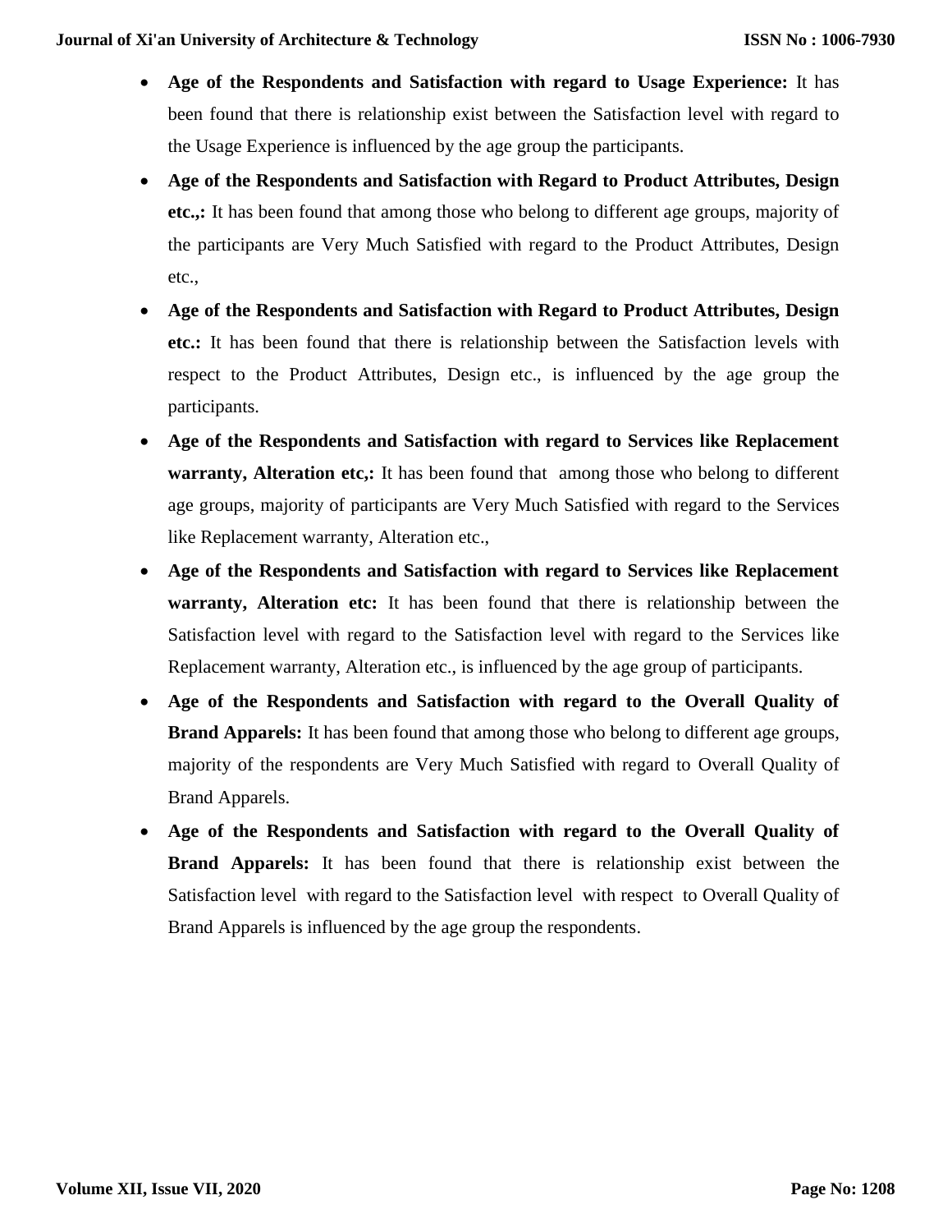- **Age of the Respondents and Satisfaction with regard to Usage Experience:** It has been found that there is relationship exist between the Satisfaction level with regard to the Usage Experience is influenced by the age group the participants.
- **Age of the Respondents and Satisfaction with Regard to Product Attributes, Design etc.,:** It has been found that among those who belong to different age groups, majority of the participants are Very Much Satisfied with regard to the Product Attributes, Design etc.,
- **Age of the Respondents and Satisfaction with Regard to Product Attributes, Design etc.:** It has been found that there is relationship between the Satisfaction levels with respect to the Product Attributes, Design etc., is influenced by the age group the participants.
- **Age of the Respondents and Satisfaction with regard to Services like Replacement warranty, Alteration etc,:** It has been found that among those who belong to different age groups, majority of participants are Very Much Satisfied with regard to the Services like Replacement warranty, Alteration etc.,
- **Age of the Respondents and Satisfaction with regard to Services like Replacement warranty, Alteration etc:** It has been found that there is relationship between the Satisfaction level with regard to the Satisfaction level with regard to the Services like Replacement warranty, Alteration etc., is influenced by the age group of participants.
- **Age of the Respondents and Satisfaction with regard to the Overall Quality of Brand Apparels:** It has been found that among those who belong to different age groups, majority of the respondents are Very Much Satisfied with regard to Overall Quality of Brand Apparels.
- **Age of the Respondents and Satisfaction with regard to the Overall Quality of Brand Apparels:** It has been found that there is relationship exist between the Satisfaction level with regard to the Satisfaction level with respect to Overall Quality of Brand Apparels is influenced by the age group the respondents.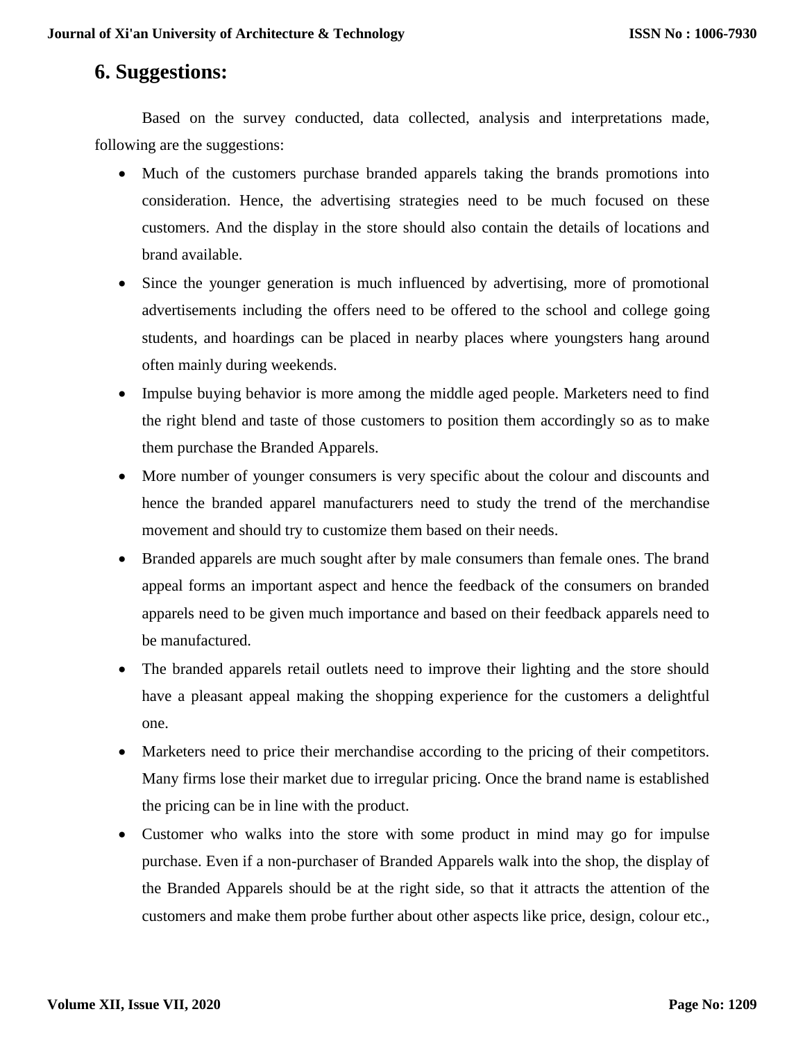## 6. Suggestions:

Based on the survey conducted, data collected, analysis and interpretations made, following are the suggestions:

- Much of the customers purchase branded apparels taking the brands promotions into consideration. Hence, the advertising strategies need to be much focused on these customers. And the display in the store should also contain the details of locations and brand available.
- Since the younger generation is much influenced by advertising, more of promotional advertisements including the offers need to be offered to the school and college going students, and hoardings can be placed in nearby places where youngsters hang around often mainly during weekends.
- Impulse buying behavior is more among the middle aged people. Marketers need to find the right blend and taste of those customers to position them accordingly so as to make them purchase the Branded Apparels.
- More number of younger consumers is very specific about the colour and discounts and hence the branded apparel manufacturers need to study the trend of the merchandise movement and should try to customize them based on their needs.
- Branded apparels are much sought after by male consumers than female ones. The brand appeal forms an important aspect and hence the feedback of the consumers on branded apparels need to be given much importance and based on their feedback apparels need to be manufactured.
- The branded apparels retail outlets need to improve their lighting and the store should have a pleasant appeal making the shopping experience for the customers a delightful one.
- Marketers need to price their merchandise according to the pricing of their competitors. Many firms lose their market due to irregular pricing. Once the brand name is established the pricing can be in line with the product.
- Customer who walks into the store with some product in mind may go for impulse purchase. Even if a non-purchaser of Branded Apparels walk into the shop, the display of the Branded Apparels should be at the right side, so that it attracts the attention of the customers and make them probe further about other aspects like price, design, colour etc.,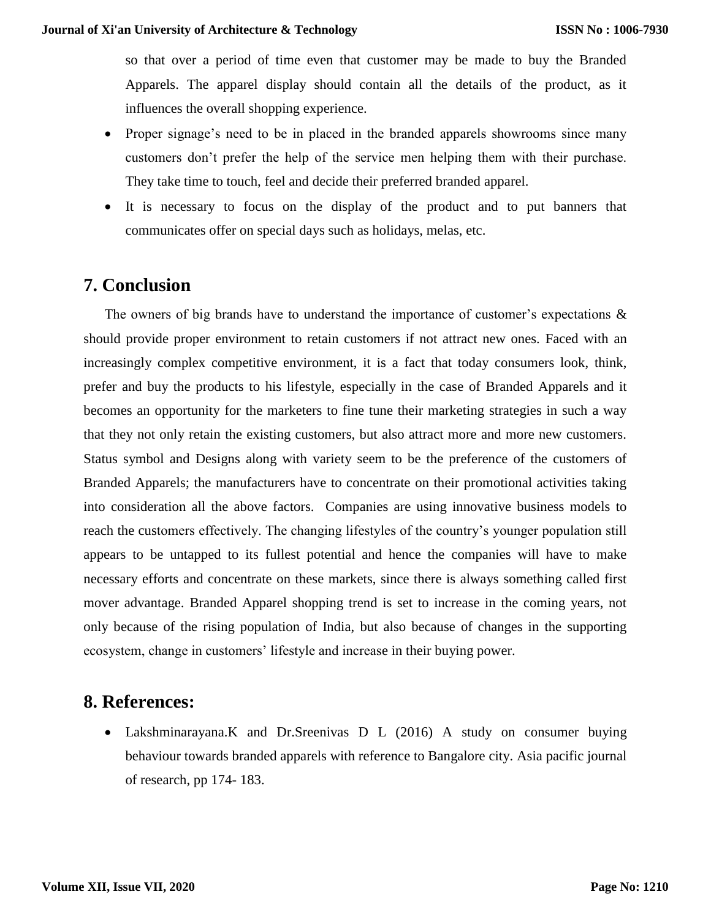so that over a period of time even that customer may be made to buy the Branded Apparels. The apparel display should contain all the details of the product, as it influences the overall shopping experience.

- Proper signage's need to be in placed in the branded apparels showrooms since many customers don't prefer the help of the service men helping them with their purchase. They take time to touch, feel and decide their preferred branded apparel.
- It is necessary to focus on the display of the product and to put banners that communicates offer on special days such as holidays, melas, etc.

## 7. Conclusion

The owners of big brands have to understand the importance of customer's expectations & should provide proper environment to retain customers if not attract new ones. Faced with an increasingly complex competitive environment, it is a fact that today consumers look, think, prefer and buy the products to his lifestyle, especially in the case of Branded Apparels and it becomes an opportunity for the marketers to fine tune their marketing strategies in such a way that they not only retain the existing customers, but also attract more and more new customers. Status symbol and Designs along with variety seem to be the preference of the customers of Branded Apparels; the manufacturers have to concentrate on their promotional activities taking into consideration all the above factors. Companies are using innovative business models to reach the customers effectively. The changing lifestyles of the country's younger population still appears to be untapped to its fullest potential and hence the companies will have to make necessary efforts and concentrate on these markets, since there is always something called first mover advantage. Branded Apparel shopping trend is set to increase in the coming years, not only because of the rising population of India, but also because of changes in the supporting ecosystem, change in customers' lifestyle and increase in their buying power.

## 8. References:

- Lakshminarayana.K and Dr.Sreenivas D L (2016) A study on consumer buying behaviour towards branded apparels with reference to Bangalore city. Asia pacific journal of research, pp 174- 183.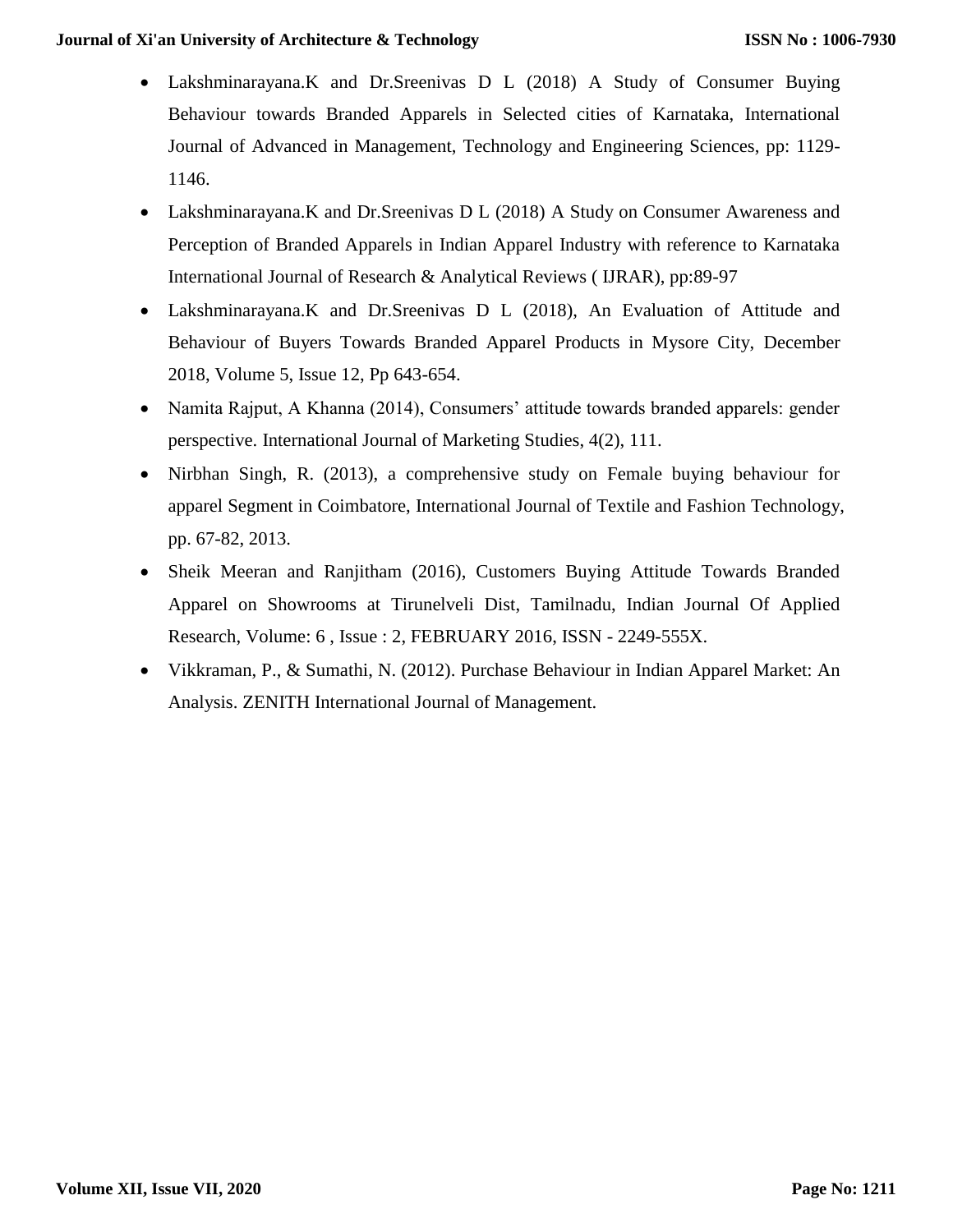- Lakshminarayana.K and Dr.Sreenivas D L (2018) A Study of Consumer Buying Behaviour towards Branded Apparels in Selected cities of Karnataka, International Journal of Advanced in Management, Technology and Engineering Sciences, pp: 1129-1146.
- Lakshminarayana.K and Dr.Sreenivas D L (2018) A Study on Consumer Awareness and Perception of Branded Apparels in Indian Apparel Industry with reference to Karnataka International Journal of Research & Analytical Reviews ( IJRAR), pp:89-97
- Lakshminarayana.K and Dr.Sreenivas D L (2018), An Evaluation of Attitude and Behaviour of Buyers Towards Branded Apparel Products in Mysore City, December 2018, Volume 5, Issue 12, Pp 643-654.
- Namita Rajput, A Khanna (2014), Consumers' attitude towards branded apparels: gender perspective. International Journal of Marketing Studies, 4(2), 111.
- Nirbhan Singh, R. (2013), a comprehensive study on Female buying behaviour for apparel Segment in Coimbatore, International Journal of Textile and Fashion Technology, pp. 67-82, 2013.
- Sheik Meeran and Ranjitham (2016), Customers Buying Attitude Towards Branded Apparel on Showrooms at Tirunelveli Dist, Tamilnadu, Indian Journal Of Applied Research, Volume: 6 , Issue : 2, FEBRUARY 2016, ISSN - 2249-555X.
- Vikkraman, P., & Sumathi, N. (2012). Purchase Behaviour in Indian Apparel Market: An Analysis. ZENITH International Journal of Management.